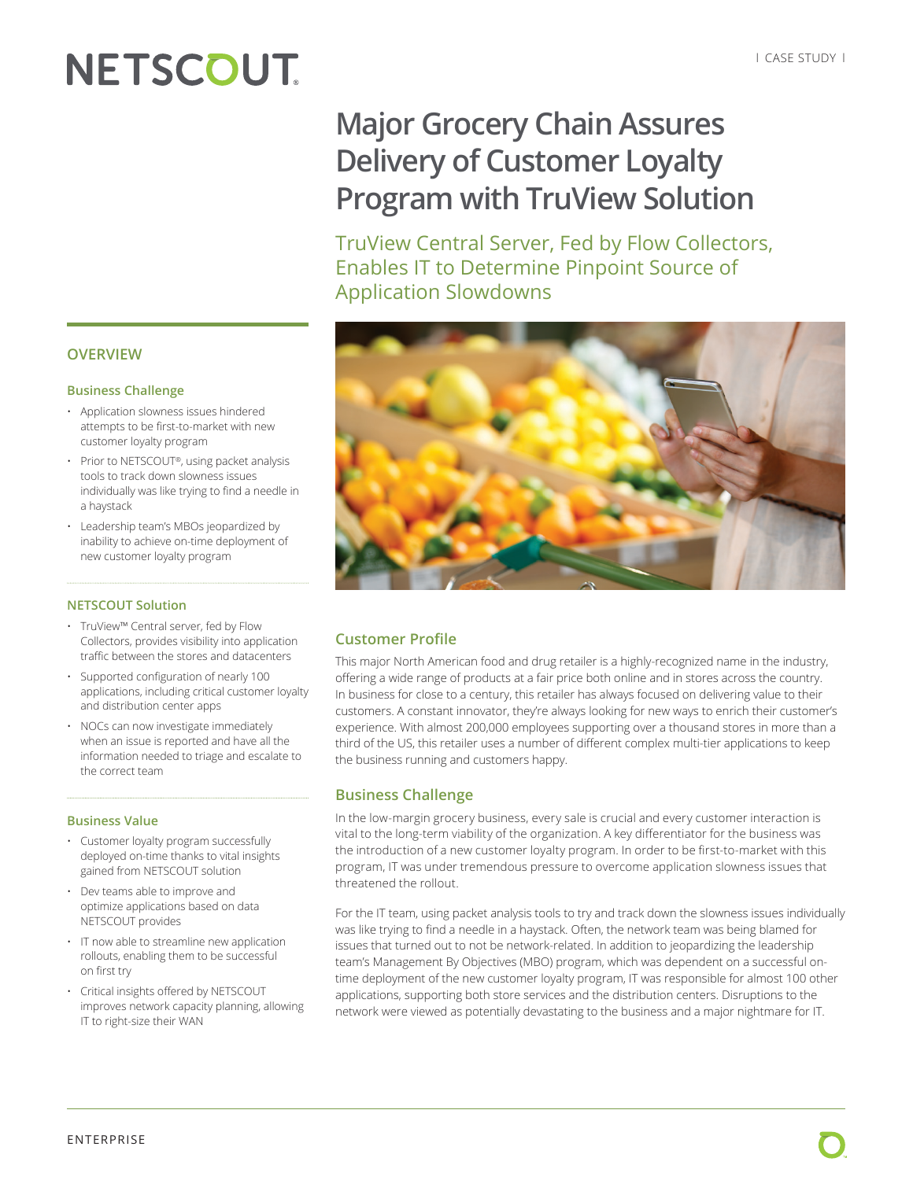# Major Grocery Chain Assures Delivery of Customer Loyalty Program with TruView Solution

## TruView Central Server, Fed by Flow Collectors, Enables IT to Determine Pinpoint Source of Application Slowdowns

## OVERVIEW

### Business Challenge

- Application slowness issues hindered attempts to be first-to-market with new customer loyalty program
- Prior to NETSCOUT®, using packet analysis tools to track down slowness issues individually was like trying to find a needle in a haystack
- Leadership team's MBOs jeopardized by inability to achieve on-time deployment of new customer loyalty program

### NETSCOUT Solution

- TruView™ Central server, fed by Flow Collectors, provides visibility into application traffic between the stores and datacenters
- Supported configuration of nearly 100 applications, including critical customer loyalty and distribution center apps
- NOCs can now investigate immediately when an issue is reported and have all the information needed to triage and escalate to the correct team

### Business Value

- Customer loyalty program successfully deployed on-time thanks to vital insights gained from NETSCOUT solution
- Dev teams able to improve and optimize applications based on data NETSCOUT provides
- IT now able to streamline new application rollouts, enabling them to be successful on first try
- Critical insights offered by NETSCOUT improves network capacity planning, allowing IT to right-size their WAN

## Customer Profile

This major North American food and drug retailer is a highly-recognized name in the industry, offering a wide range of products at a fair price both online and in stores across the country. In business for close to a century, this retailer has always focused on delivering value to their customers. A constant innovator, they're always looking for new ways to enrich their customer's experience. With almost 200,000 employees supporting over a thousand stores in more than a third of the US, this retailer uses a number of different complex multi-tier applications to keep the business running and customers happy.

## Business Challenge

In the low-margin grocery business, every sale is crucial and every customer interaction is vital to the long-term viability of the organization. A key differentiator for the business was the introduction of a new customer loyalty program. In order to be first-to-market with this program, IT was under tremendous pressure to overcome application slowness issues that threatened the rollout.

For the IT team, using packet analysis tools to try and track down the slowness issues individually was like trying to find a needle in a haystack. Often, the network team was being blamed for issues that turned out to not be network-related. In addition to jeopardizing the leadership team's Management By Objectives (MBO) program, which was dependent on a successful on-time deployment of the new customer loyalty program, IT was responsible for almost 100 other applications, supporting both store services and the distribution centers. Disruptions to the network were viewed as potentially devastating to the business and a major nightmare for IT.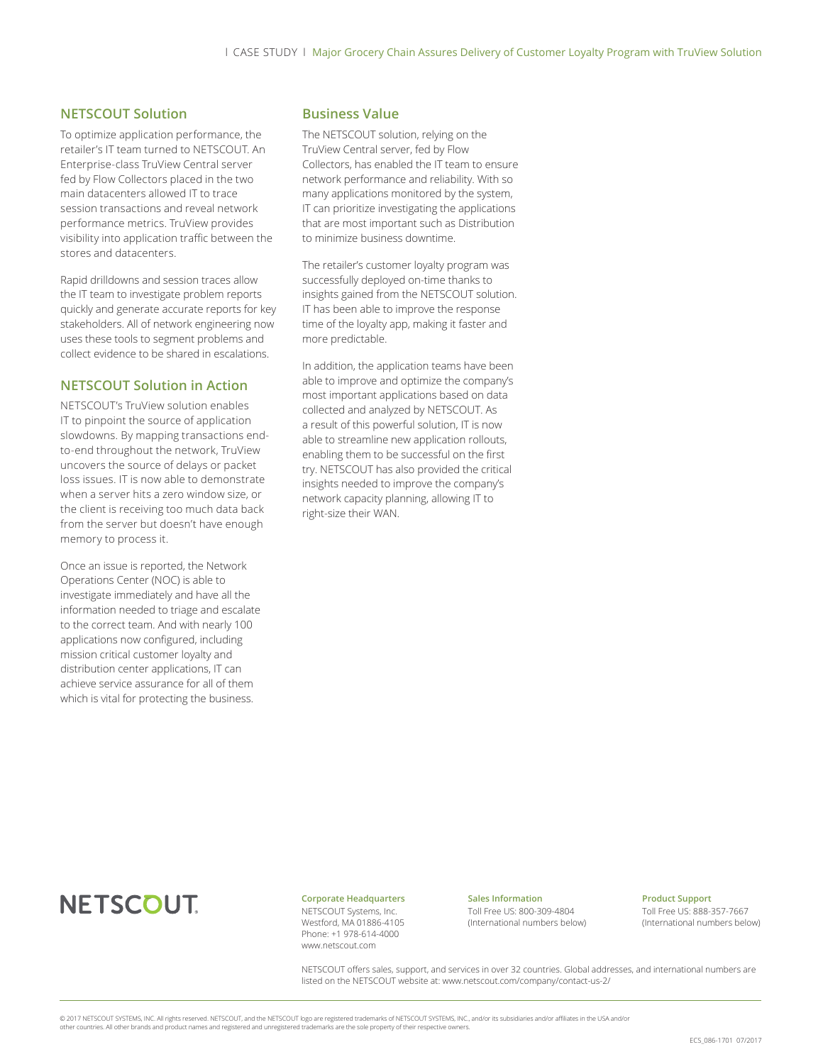## NETSCOUT Solution

To optimize application performance, the retailer's IT team turned to NETSCOUT. An Enterprise-class TruView Central server fed by Flow Collectors placed in the two main datacenters allowed IT to trace session transactions and reveal network performance metrics. TruView provides visibility into application traffic between the stores and datacenters.

Rapid drilldowns and session traces allow the IT team to investigate problem reports quickly and generate accurate reports for key stakeholders. All of network engineering now uses these tools to segment problems and collect evidence to be shared in escalations.

## NETSCOUT Solution in Action

NETSCOUT's TruView solution enables IT to pinpoint the source of application slowdowns. By mapping transactions end-to-end throughout the network, TruView uncovers the source of delays or packet loss issues. IT is now able to demonstrate when a server hits a zero window size, or the client is receiving too much data back from the server but doesn't have enough memory to process it.

Once an issue is reported, the Network Operations Center (NOC) is able to investigate immediately and have all the information needed to triage and escalate to the correct team. And with nearly 100 applications now configured, including mission critical customer loyalty and distribution center applications, IT can achieve service assurance for all of them which is vital for protecting the business.

## Business Value

The NETSCOUT solution, relying on the TruView Central server, fed by Flow Collectors, has enabled the IT team to ensure network performance and reliability. With so many applications monitored by the system, IT can prioritize investigating the applications that are most important such as Distribution to minimize business downtime.

The retailer's customer loyalty program was successfully deployed on-time thanks to insights gained from the NETSCOUT solution. IT has been able to improve the response time of the loyalty app, making it faster and more predictable.

In addition, the application teams have been able to improve and optimize the company's most important applications based on data collected and analyzed by NETSCOUT. As a result of this powerful solution, IT is now able to streamline new application rollouts, enabling them to be successful on the first try. NETSCOUT has also provided the critical insights needed to improve the company's network capacity planning, allowing IT to right-size their WAN.

NETSCOUT.

**Corporate Headquarters**
NETSCOUT Systems, Inc.
Westford, MA 01886-4105
Phone: +1 978-614-4000
www.netscout.com

**Sales Information**
Toll Free US: 800-309-4804
(International numbers below)

**Product Support**
Toll Free US: 888-357-7667
(International numbers below)

NETSCOUT offers sales, support, and services in over 32 countries. Global addresses, and international numbers are listed on the NETSCOUT website at: www.netscout.com/company/contact-us-2/

© 2017 NETSCOUT SYSTEMS, INC. All rights reserved. NETSCOUT, and the NETSCOUT logo are registered trademarks of NETSCOUT SYSTEMS, INC., and/or its subsidiaries and/or affiliates in the USA and/or other countries. All other brands and product names and registered and unregistered trademarks are the sole property of their respective owners.

ECS_086-1701 07/2017